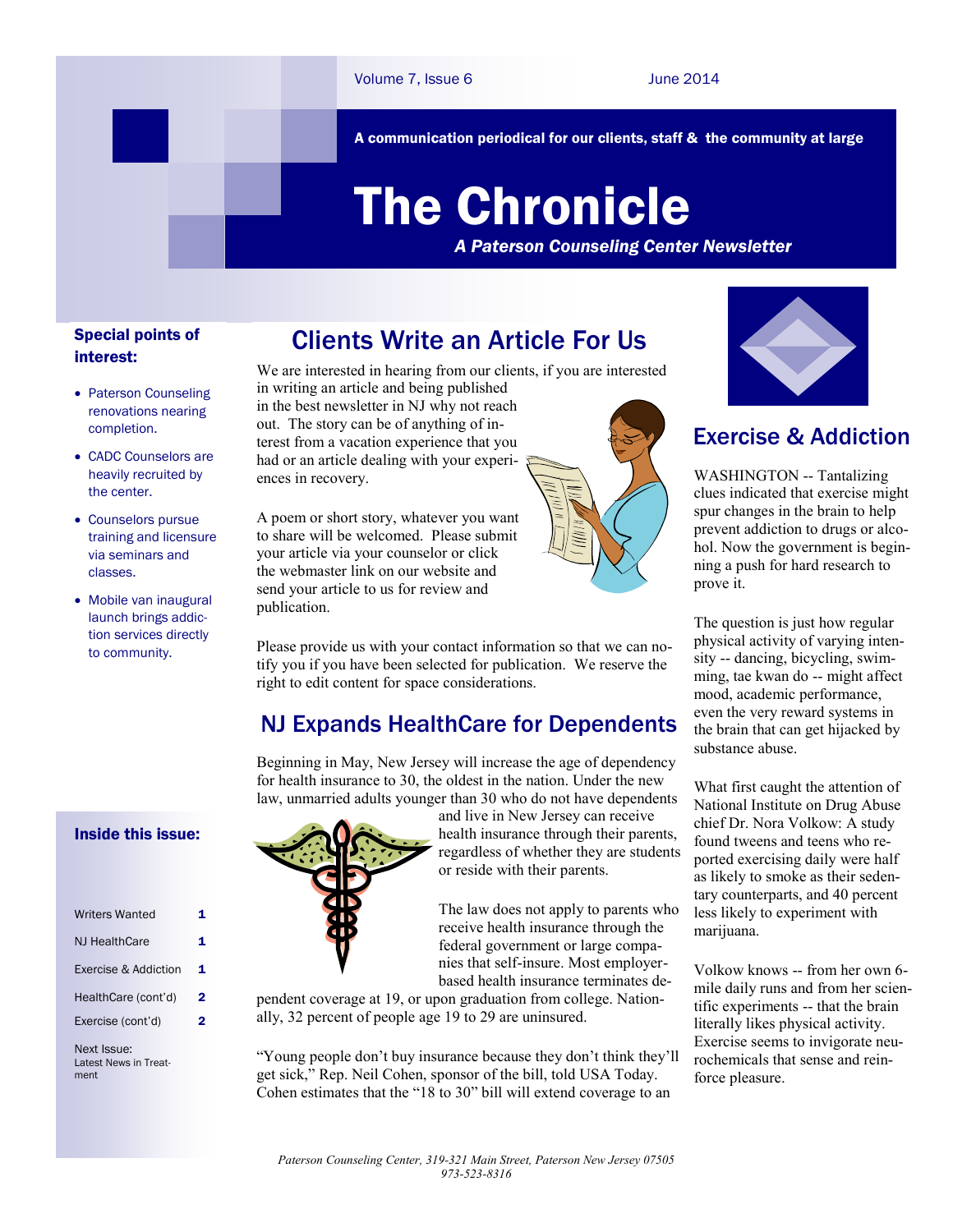A communication periodical for our clients, staff & the community at large

# The Chronicle

*A Paterson Counseling Center Newsletter*

Volume 7, Issue 6 — June 2014

**Special points of interest:**

- Paterson Counseling renovations nearing completion.
- CADC Counselors are heavily recruited by the center.
- Counselors pursue training and licensure via seminars and classes.
- Mobile van inaugural launch brings addiction services directly to community.

**Inside this issue:**

| | |
|---|---|
| Writers Wanted | 1 |
| NJ HealthCare | 1 |
| Exercise & Addiction | 1 |
| HealthCare (cont'd) | 2 |
| Exercise (cont'd) | 2 |

Next Issue: Latest News in Treatment

## Clients Write an Article For Us

We are interested in hearing from our clients, if you are interested in writing an article and being published in the best newsletter in NJ why not reach out. The story can be of anything of interest from a vacation experience that you had or an article dealing with your experiences in recovery.

A poem or short story, whatever you want to share will be welcomed. Please submit your article via your counselor or click the webmaster link on our website and send your article to us for review and publication.

Please provide us with your contact information so that we can notify you if you have been selected for publication. We reserve the right to edit content for space considerations.

## NJ Expands HealthCare for Dependents

Beginning in May, New Jersey will increase the age of dependency for health insurance to 30, the oldest in the nation. Under the new law, unmarried adults younger than 30 who do not have dependents and live in New Jersey can receive health insurance through their parents, regardless of whether they are students or reside with their parents.

The law does not apply to parents who receive health insurance through the federal government or large companies that self-insure. Most employer-based health insurance terminates dependent coverage at 19, or upon graduation from college. Nationally, 32 percent of people age 19 to 29 are uninsured.

"Young people don't buy insurance because they don't think they'll get sick," Rep. Neil Cohen, sponsor of the bill, told USA Today. Cohen estimates that the "18 to 30" bill will extend coverage to an

## Exercise & Addiction

WASHINGTON -- Tantalizing clues indicated that exercise might spur changes in the brain to help prevent addiction to drugs or alcohol. Now the government is beginning a push for hard research to prove it.

The question is just how regular physical activity of varying intensity -- dancing, bicycling, swimming, tae kwan do -- might affect mood, academic performance, even the very reward systems in the brain that can get hijacked by substance abuse.

What first caught the attention of National Institute on Drug Abuse chief Dr. Nora Volkow: A study found tweens and teens who reported exercising daily were half as likely to smoke as their sedentary counterparts, and 40 percent less likely to experiment with marijuana.

Volkow knows -- from her own 6-mile daily runs and from her scientific experiments -- that the brain literally likes physical activity. Exercise seems to invigorate neurochemicals that sense and reinforce pleasure.

*Paterson Counseling Center, 319-321 Main Street, Paterson New Jersey 07505*
*973-523-8316*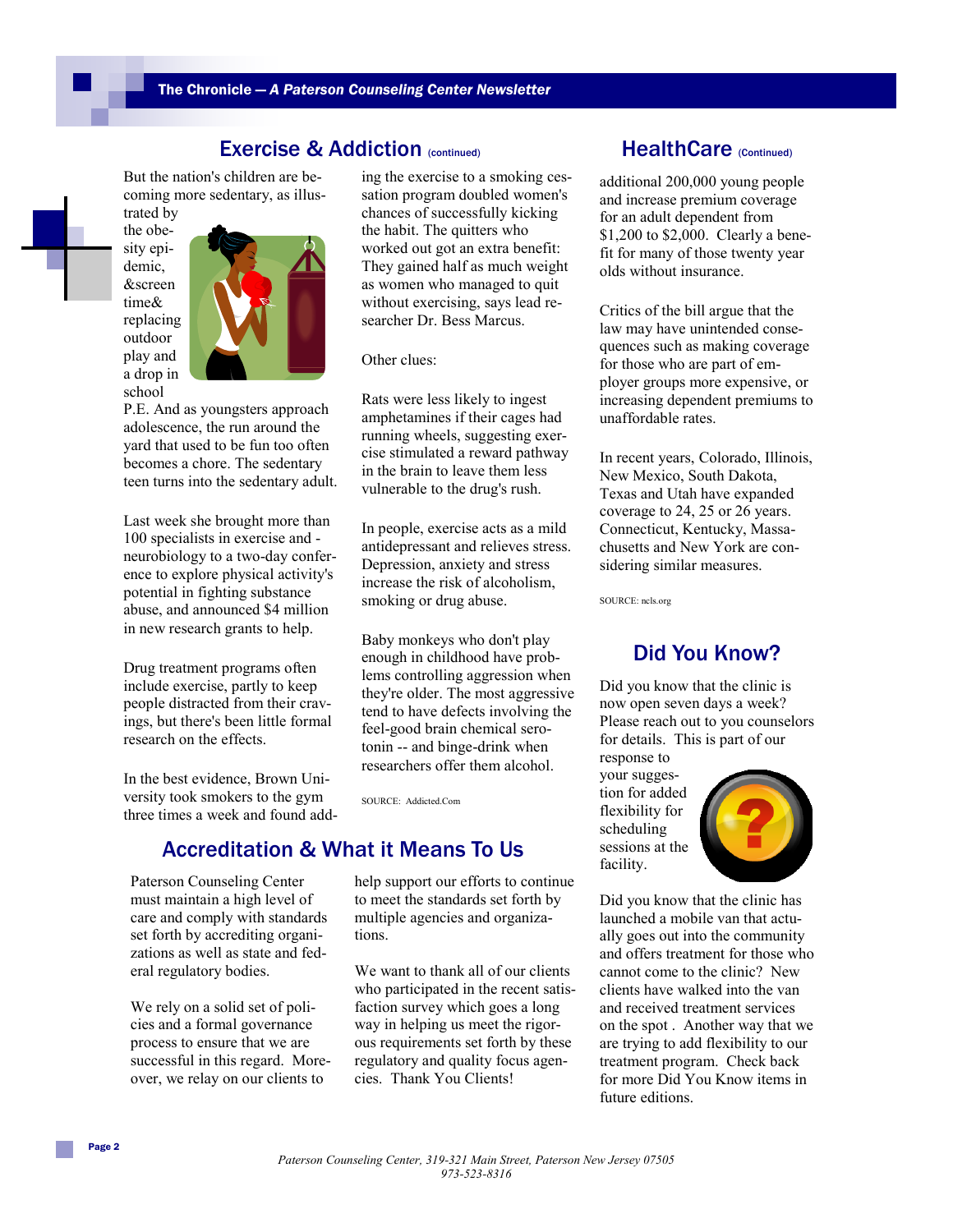## Exercise & Addiction (continued)

But the nation's children are becoming more sedentary, as illustrated by the obesity epidemic, &screen time& replacing outdoor play and a drop in school P.E. And as youngsters approach adolescence, the run around the yard that used to be fun too often becomes a chore. The sedentary teen turns into the sedentary adult.

Last week she brought more than 100 specialists in exercise and -neurobiology to a two-day conference to explore physical activity's potential in fighting substance abuse, and announced $4 million in new research grants to help.

Drug treatment programs often include exercise, partly to keep people distracted from their cravings, but there's been little formal research on the effects.

In the best evidence, Brown University took smokers to the gym three times a week and found adding the exercise to a smoking cessation program doubled women's chances of successfully kicking the habit. The quitters who worked out got an extra benefit: They gained half as much weight as women who managed to quit without exercising, says lead researcher Dr. Bess Marcus.

Other clues:

Rats were less likely to ingest amphetamines if their cages had running wheels, suggesting exercise stimulated a reward pathway in the brain to leave them less vulnerable to the drug's rush.

In people, exercise acts as a mild antidepressant and relieves stress. Depression, anxiety and stress increase the risk of alcoholism, smoking or drug abuse.

Baby monkeys who don't play enough in childhood have problems controlling aggression when they're older. The most aggressive tend to have defects involving the feel-good brain chemical serotonin -- and binge-drink when researchers offer them alcohol.

SOURCE: Addicted.Com

## Accreditation & What it Means To Us

Paterson Counseling Center must maintain a high level of care and comply with standards set forth by accrediting organizations as well as state and federal regulatory bodies.

We rely on a solid set of policies and a formal governance process to ensure that we are successful in this regard. Moreover, we relay on our clients to help support our efforts to continue to meet the standards set forth by multiple agencies and organizations.

We want to thank all of our clients who participated in the recent satisfaction survey which goes a long way in helping us meet the rigorous requirements set forth by these regulatory and quality focus agencies. Thank You Clients!

## HealthCare (Continued)

additional 200,000 young people and increase premium coverage for an adult dependent from $1,200 to $2,000. Clearly a benefit for many of those twenty year olds without insurance.

Critics of the bill argue that the law may have unintended consequences such as making coverage for those who are part of employer groups more expensive, or increasing dependent premiums to unaffordable rates.

In recent years, Colorado, Illinois, New Mexico, South Dakota, Texas and Utah have expanded coverage to 24, 25 or 26 years. Connecticut, Kentucky, Massachusetts and New York are considering similar measures.

SOURCE: ncls.org

## Did You Know?

Did you know that the clinic is now open seven days a week? Please reach out to you counselors for details. This is part of our response to your suggestion for added flexibility for scheduling sessions at the facility.

Did you know that the clinic has launched a mobile van that actually goes out into the community and offers treatment for those who cannot come to the clinic? New clients have walked into the van and received treatment services on the spot . Another way that we are trying to add flexibility to our treatment program. Check back for more Did You Know items in future editions.

*Paterson Counseling Center, 319-321 Main Street, Paterson New Jersey 07505*
*973-523-8316*